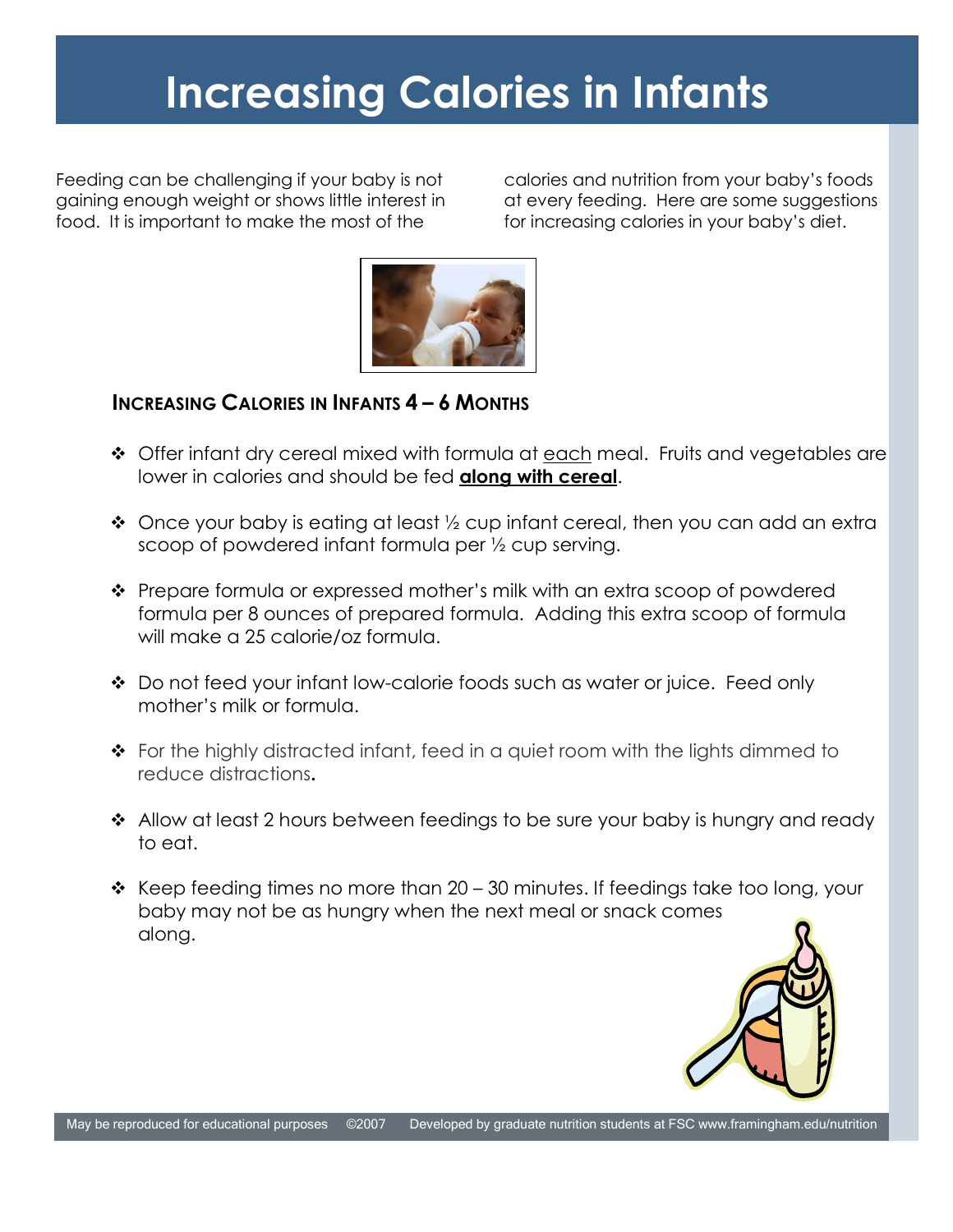# Increasing Calories in Infants

Feeding can be challenging if your baby is not gaining enough weight or shows little interest in food. It is important to make the most of the calories and nutrition from your baby's foods at every feeding. Here are some suggestions for increasing calories in your baby's diet.

## INCREASING CALORIES IN INFANTS 4 – 6 MONTHS

- Offer infant dry cereal mixed with formula at each meal. Fruits and vegetables are lower in calories and should be fed **along with cereal**.
- Once your baby is eating at least ½ cup infant cereal, then you can add an extra scoop of powdered infant formula per ½ cup serving.
- Prepare formula or expressed mother's milk with an extra scoop of powdered formula per 8 ounces of prepared formula. Adding this extra scoop of formula will make a 25 calorie/oz formula.
- Do not feed your infant low-calorie foods such as water or juice. Feed only mother's milk or formula.
- For the highly distracted infant, feed in a quiet room with the lights dimmed to reduce distractions.
- Allow at least 2 hours between feedings to be sure your baby is hungry and ready to eat.
- Keep feeding times no more than 20 – 30 minutes. If feedings take too long, your baby may not be as hungry when the next meal or snack comes along.

May be reproduced for educational purposes ©2007 Developed by graduate nutrition students at FSC www.framingham.edu/nutrition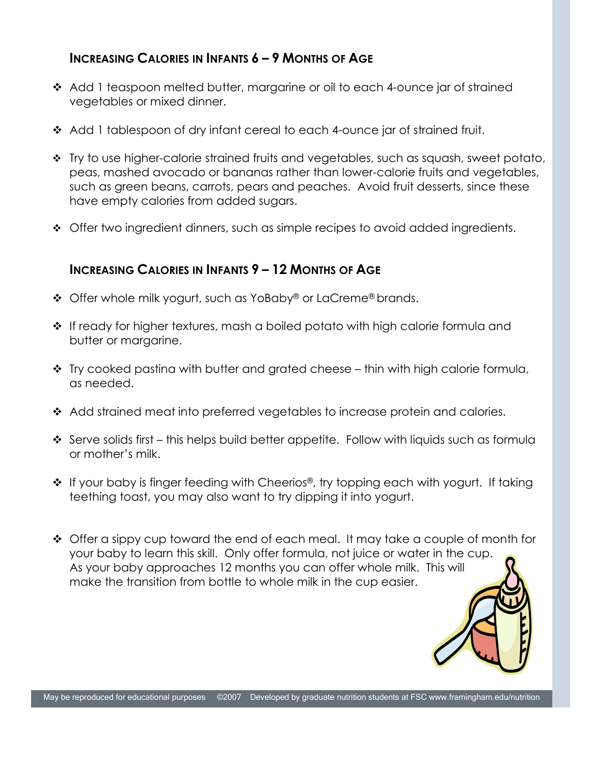## Increasing Calories in Infants 6 – 9 Months of Age

- Add 1 teaspoon melted butter, margarine or oil to each 4-ounce jar of strained vegetables or mixed dinner.
- Add 1 tablespoon of dry infant cereal to each 4-ounce jar of strained fruit.
- Try to use higher-calorie strained fruits and vegetables, such as squash, sweet potato, peas, mashed avocado or bananas rather than lower-calorie fruits and vegetables, such as green beans, carrots, pears and peaches. Avoid fruit desserts, since these have empty calories from added sugars.
- Offer two ingredient dinners, such as simple recipes to avoid added ingredients.

## Increasing Calories in Infants 9 – 12 Months of Age

- Offer whole milk yogurt, such as YoBaby® or LaCreme® brands.
- If ready for higher textures, mash a boiled potato with high calorie formula and butter or margarine.
- Try cooked pastina with butter and grated cheese – thin with high calorie formula, as needed.
- Add strained meat into preferred vegetables to increase protein and calories.
- Serve solids first – this helps build better appetite. Follow with liquids such as formula or mother's milk.
- If your baby is finger feeding with Cheerios®, try topping each with yogurt. If taking teething toast, you may also want to try dipping it into yogurt.
- Offer a sippy cup toward the end of each meal. It may take a couple of month for your baby to learn this skill. Only offer formula, not juice or water in the cup. As your baby approaches 12 months you can offer whole milk. This will make the transition from bottle to whole milk in the cup easier.

May be reproduced for educational purposes ©2007 Developed by graduate nutrition students at FSC www.framingham.edu/nutrition